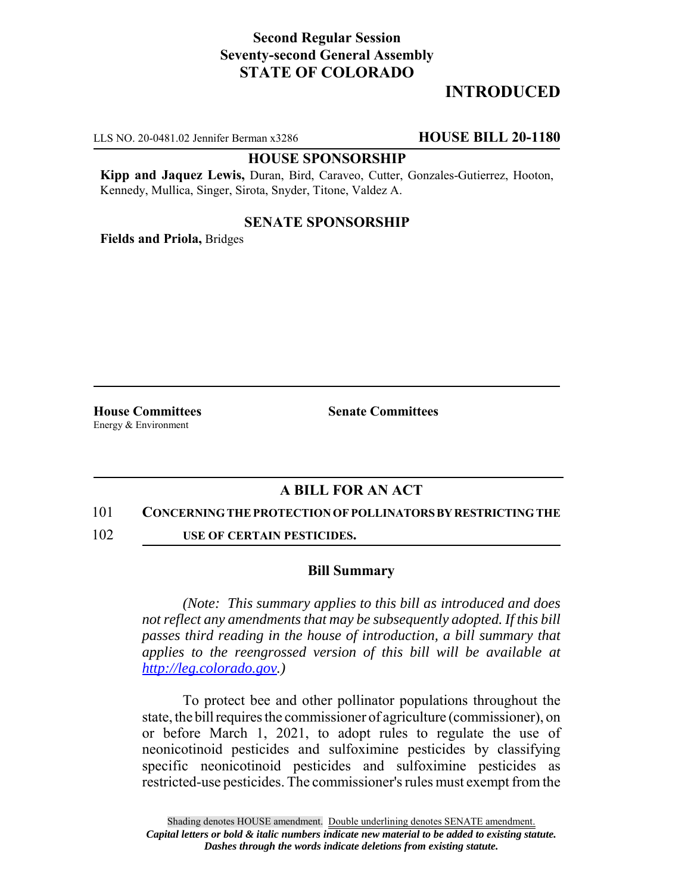**Second Regular Session**
**Seventy-second General Assembly**
**STATE OF COLORADO**

# INTRODUCED

LLS NO. 20-0481.02 Jennifer Berman x3286 **HOUSE BILL 20-1180**

**HOUSE SPONSORSHIP**

**Kipp and Jaquez Lewis,** Duran, Bird, Caraveo, Cutter, Gonzales-Gutierrez, Hooton, Kennedy, Mullica, Singer, Sirota, Snyder, Titone, Valdez A.

**SENATE SPONSORSHIP**

**Fields and Priola,** Bridges

**House Committees**
Energy & Environment

**Senate Committees**

## A BILL FOR AN ACT

101 **CONCERNING THE PROTECTION OF POLLINATORS BY RESTRICTING THE**
102 **USE OF CERTAIN PESTICIDES.**

### Bill Summary

*(Note: This summary applies to this bill as introduced and does not reflect any amendments that may be subsequently adopted. If this bill passes third reading in the house of introduction, a bill summary that applies to the reengrossed version of this bill will be available at http://leg.colorado.gov.)*

To protect bee and other pollinator populations throughout the state, the bill requires the commissioner of agriculture (commissioner), on or before March 1, 2021, to adopt rules to regulate the use of neonicotinoid pesticides and sulfoximine pesticides by classifying specific neonicotinoid pesticides and sulfoximine pesticides as restricted-use pesticides. The commissioner's rules must exempt from the

Shading denotes HOUSE amendment. Double underlining denotes SENATE amendment.
*Capital letters or bold & italic numbers indicate new material to be added to existing statute.*
*Dashes through the words indicate deletions from existing statute.*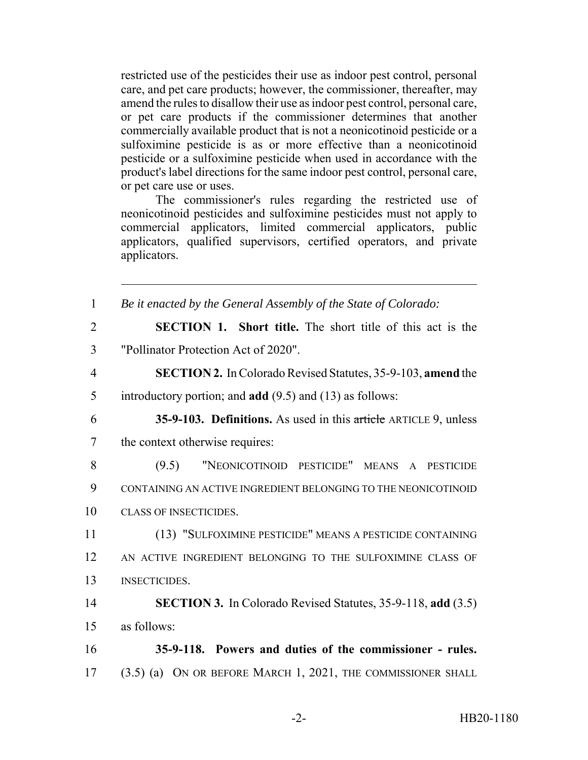restricted use of the pesticides their use as indoor pest control, personal care, and pet care products; however, the commissioner, thereafter, may amend the rules to disallow their use as indoor pest control, personal care, or pet care products if the commissioner determines that another commercially available product that is not a neonicotinoid pesticide or a sulfoximine pesticide is as or more effective than a neonicotinoid pesticide or a sulfoximine pesticide when used in accordance with the product's label directions for the same indoor pest control, personal care, or pet care use or uses.

The commissioner's rules regarding the restricted use of neonicotinoid pesticides and sulfoximine pesticides must not apply to commercial applicators, limited commercial applicators, public applicators, qualified supervisors, certified operators, and private applicators.

---

1 *Be it enacted by the General Assembly of the State of Colorado:*

2 **SECTION 1. Short title.** The short title of this act is the
3 "Pollinator Protection Act of 2020".

4 **SECTION 2.** In Colorado Revised Statutes, 35-9-103, **amend** the
5 introductory portion; and **add** (9.5) and (13) as follows:

6 **35-9-103. Definitions.** As used in this ~~article~~ ARTICLE 9, unless
7 the context otherwise requires:

8 (9.5) "NEONICOTINOID PESTICIDE" MEANS A PESTICIDE
9 CONTAINING AN ACTIVE INGREDIENT BELONGING TO THE NEONICOTINOID
10 CLASS OF INSECTICIDES.

11 (13) "SULFOXIMINE PESTICIDE" MEANS A PESTICIDE CONTAINING
12 AN ACTIVE INGREDIENT BELONGING TO THE SULFOXIMINE CLASS OF
13 INSECTICIDES.

14 **SECTION 3.** In Colorado Revised Statutes, 35-9-118, **add** (3.5)
15 as follows:

16 **35-9-118. Powers and duties of the commissioner - rules.**
17 (3.5) (a) ON OR BEFORE MARCH 1, 2021, THE COMMISSIONER SHALL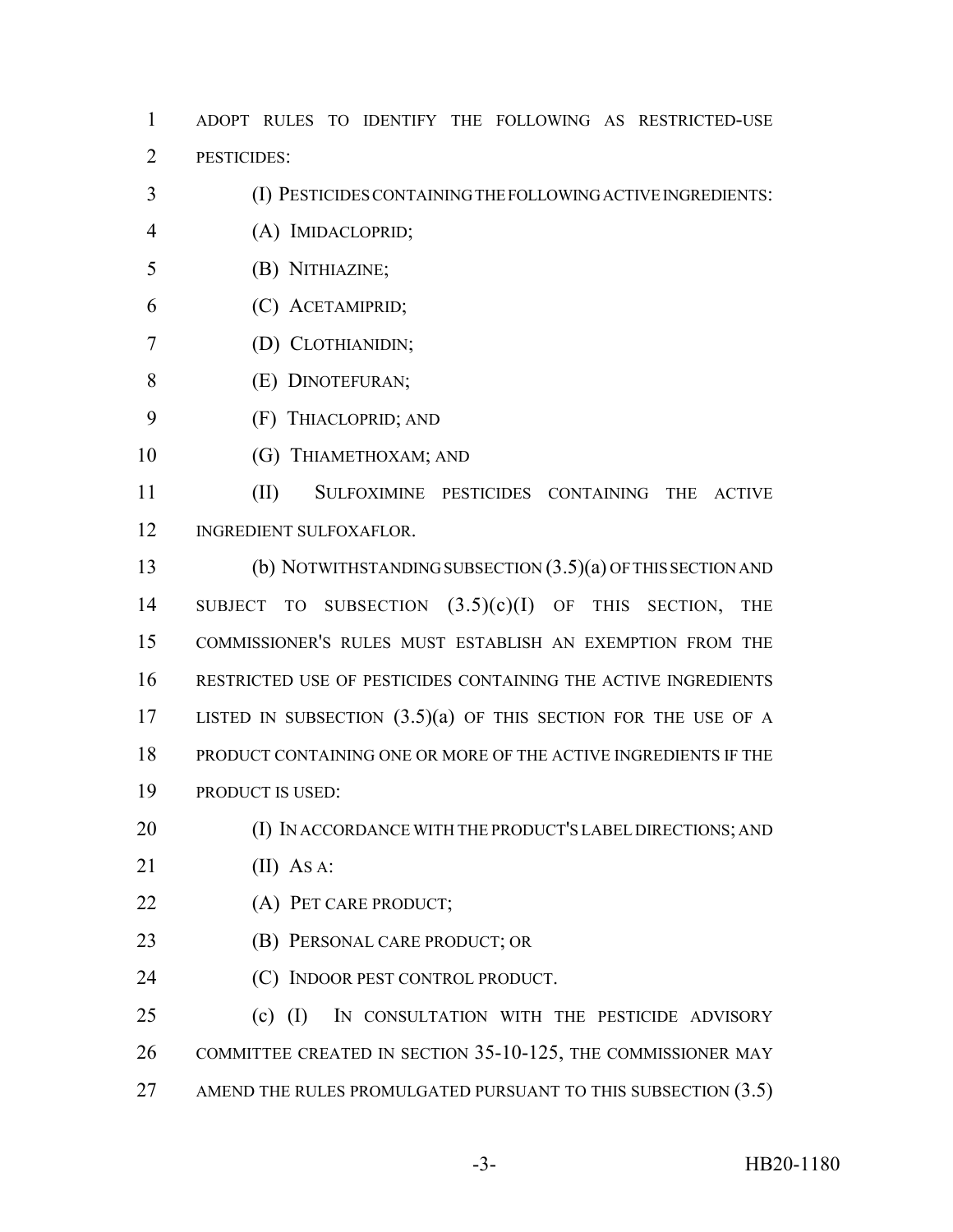ADOPT RULES TO IDENTIFY THE FOLLOWING AS RESTRICTED-USE PESTICIDES:

(I) PESTICIDES CONTAINING THE FOLLOWING ACTIVE INGREDIENTS:

(A) IMIDACLOPRID;

(B) NITHIAZINE;

(C) ACETAMIPRID;

(D) CLOTHIANIDIN;

(E) DINOTEFURAN;

(F) THIACLOPRID; AND

(G) THIAMETHOXAM; AND

(II) SULFOXIMINE PESTICIDES CONTAINING THE ACTIVE INGREDIENT SULFOXAFLOR.

(b) NOTWITHSTANDING SUBSECTION (3.5)(a) OF THIS SECTION AND SUBJECT TO SUBSECTION (3.5)(c)(I) OF THIS SECTION, THE COMMISSIONER'S RULES MUST ESTABLISH AN EXEMPTION FROM THE RESTRICTED USE OF PESTICIDES CONTAINING THE ACTIVE INGREDIENTS LISTED IN SUBSECTION (3.5)(a) OF THIS SECTION FOR THE USE OF A PRODUCT CONTAINING ONE OR MORE OF THE ACTIVE INGREDIENTS IF THE PRODUCT IS USED:

(I) IN ACCORDANCE WITH THE PRODUCT'S LABEL DIRECTIONS; AND

(II) AS A:

(A) PET CARE PRODUCT;

(B) PERSONAL CARE PRODUCT; OR

(C) INDOOR PEST CONTROL PRODUCT.

(c) (I) IN CONSULTATION WITH THE PESTICIDE ADVISORY COMMITTEE CREATED IN SECTION 35-10-125, THE COMMISSIONER MAY AMEND THE RULES PROMULGATED PURSUANT TO THIS SUBSECTION (3.5)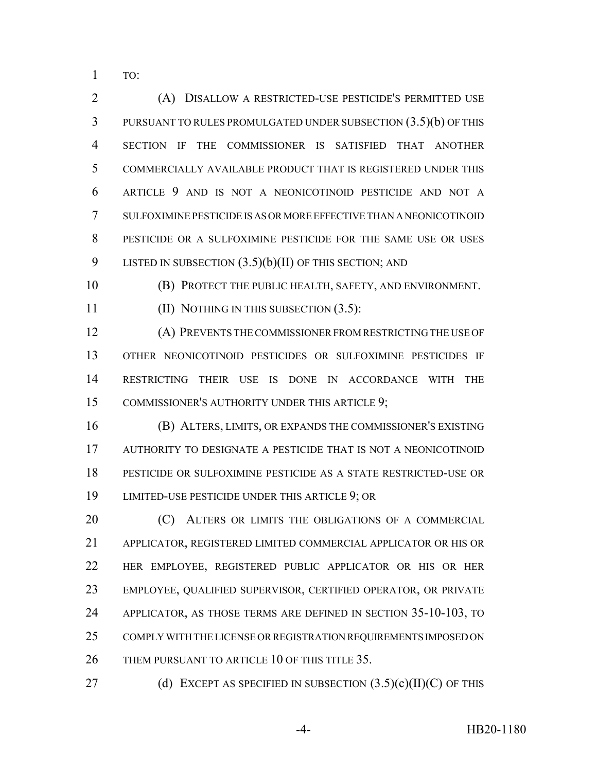TO:

(A) DISALLOW A RESTRICTED-USE PESTICIDE'S PERMITTED USE PURSUANT TO RULES PROMULGATED UNDER SUBSECTION (3.5)(b) OF THIS SECTION IF THE COMMISSIONER IS SATISFIED THAT ANOTHER COMMERCIALLY AVAILABLE PRODUCT THAT IS REGISTERED UNDER THIS ARTICLE 9 AND IS NOT A NEONICOTINOID PESTICIDE AND NOT A SULFOXIMINE PESTICIDE IS AS OR MORE EFFECTIVE THAN A NEONICOTINOID PESTICIDE OR A SULFOXIMINE PESTICIDE FOR THE SAME USE OR USES LISTED IN SUBSECTION (3.5)(b)(II) OF THIS SECTION; AND

(B) PROTECT THE PUBLIC HEALTH, SAFETY, AND ENVIRONMENT.

(II) NOTHING IN THIS SUBSECTION (3.5):

(A) PREVENTS THE COMMISSIONER FROM RESTRICTING THE USE OF OTHER NEONICOTINOID PESTICIDES OR SULFOXIMINE PESTICIDES IF RESTRICTING THEIR USE IS DONE IN ACCORDANCE WITH THE COMMISSIONER'S AUTHORITY UNDER THIS ARTICLE 9;

(B) ALTERS, LIMITS, OR EXPANDS THE COMMISSIONER'S EXISTING AUTHORITY TO DESIGNATE A PESTICIDE THAT IS NOT A NEONICOTINOID PESTICIDE OR SULFOXIMINE PESTICIDE AS A STATE RESTRICTED-USE OR LIMITED-USE PESTICIDE UNDER THIS ARTICLE 9; OR

(C) ALTERS OR LIMITS THE OBLIGATIONS OF A COMMERCIAL APPLICATOR, REGISTERED LIMITED COMMERCIAL APPLICATOR OR HIS OR HER EMPLOYEE, REGISTERED PUBLIC APPLICATOR OR HIS OR HER EMPLOYEE, QUALIFIED SUPERVISOR, CERTIFIED OPERATOR, OR PRIVATE APPLICATOR, AS THOSE TERMS ARE DEFINED IN SECTION 35-10-103, TO COMPLY WITH THE LICENSE OR REGISTRATION REQUIREMENTS IMPOSED ON THEM PURSUANT TO ARTICLE 10 OF THIS TITLE 35.

(d) EXCEPT AS SPECIFIED IN SUBSECTION (3.5)(c)(II)(C) OF THIS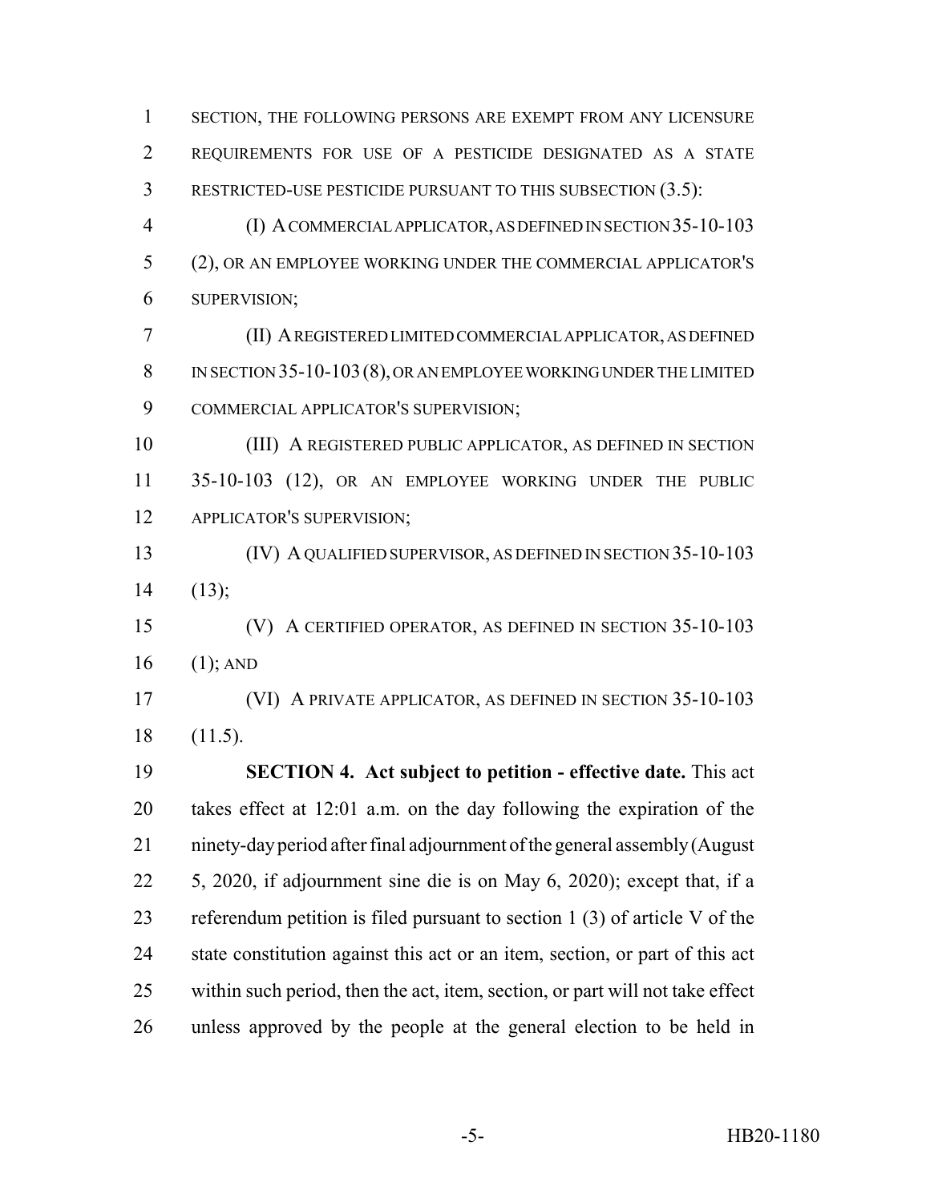SECTION, THE FOLLOWING PERSONS ARE EXEMPT FROM ANY LICENSURE REQUIREMENTS FOR USE OF A PESTICIDE DESIGNATED AS A STATE RESTRICTED-USE PESTICIDE PURSUANT TO THIS SUBSECTION (3.5):

(I) A COMMERCIAL APPLICATOR, AS DEFINED IN SECTION 35-10-103 (2), OR AN EMPLOYEE WORKING UNDER THE COMMERCIAL APPLICATOR'S SUPERVISION;

(II) A REGISTERED LIMITED COMMERCIAL APPLICATOR, AS DEFINED IN SECTION 35-10-103 (8), OR AN EMPLOYEE WORKING UNDER THE LIMITED COMMERCIAL APPLICATOR'S SUPERVISION;

(III) A REGISTERED PUBLIC APPLICATOR, AS DEFINED IN SECTION 35-10-103 (12), OR AN EMPLOYEE WORKING UNDER THE PUBLIC APPLICATOR'S SUPERVISION;

(IV) A QUALIFIED SUPERVISOR, AS DEFINED IN SECTION 35-10-103 (13);

(V) A CERTIFIED OPERATOR, AS DEFINED IN SECTION 35-10-103 (1); AND

(VI) A PRIVATE APPLICATOR, AS DEFINED IN SECTION 35-10-103 (11.5).

**SECTION 4. Act subject to petition - effective date.** This act takes effect at 12:01 a.m. on the day following the expiration of the ninety-day period after final adjournment of the general assembly (August 5, 2020, if adjournment sine die is on May 6, 2020); except that, if a referendum petition is filed pursuant to section 1 (3) of article V of the state constitution against this act or an item, section, or part of this act within such period, then the act, item, section, or part will not take effect unless approved by the people at the general election to be held in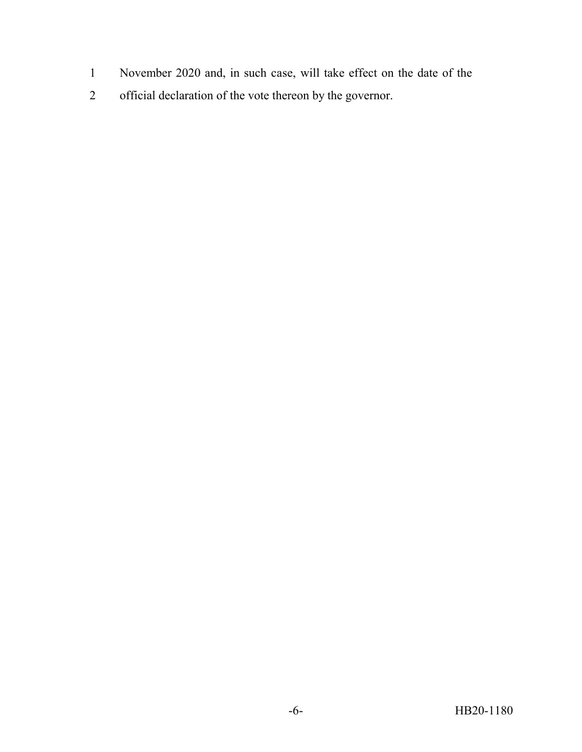November 2020 and, in such case, will take effect on the date of the official declaration of the vote thereon by the governor.